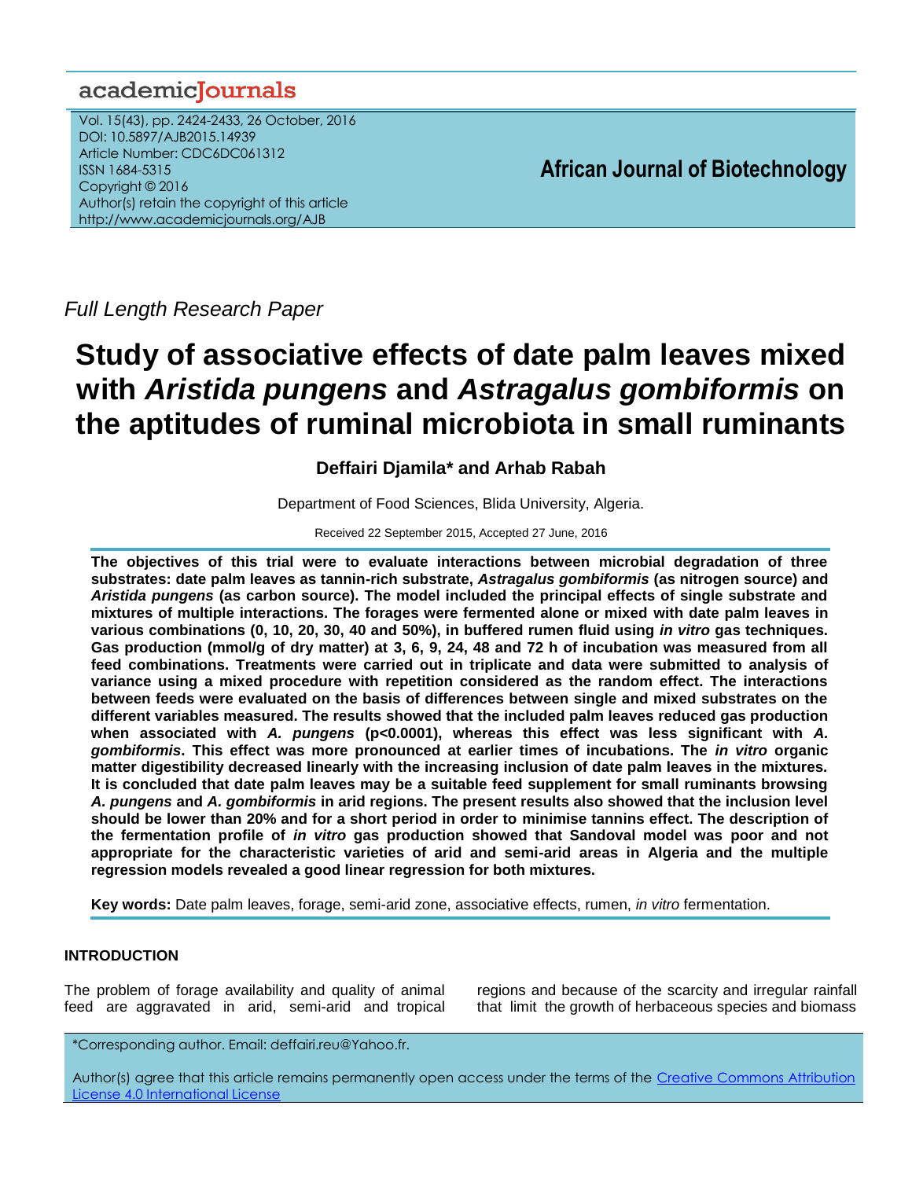academicJournals

Vol. 15(43), pp. 2424-2433, 26 October, 2016
DOI: 10.5897/AJB2015.14939
Article Number: CDC6DC061312
ISSN 1684-5315
Copyright © 2016
Author(s) retain the copyright of this article
http://www.academicjournals.org/AJB

**African Journal of Biotechnology**

*Full Length Research Paper*

# Study of associative effects of date palm leaves mixed with *Aristida pungens* and *Astragalus gombiformis* on the aptitudes of ruminal microbiota in small ruminants

**Deffairi Djamila\* and Arhab Rabah**

Department of Food Sciences, Blida University, Algeria.

Received 22 September 2015, Accepted 27 June, 2016

**The objectives of this trial were to evaluate interactions between microbial degradation of three substrates: date palm leaves as tannin-rich substrate, *Astragalus gombiformis* (as nitrogen source) and *Aristida pungens* (as carbon source). The model included the principal effects of single substrate and mixtures of multiple interactions. The forages were fermented alone or mixed with date palm leaves in various combinations (0, 10, 20, 30, 40 and 50%), in buffered rumen fluid using *in vitro* gas techniques. Gas production (mmol/g of dry matter) at 3, 6, 9, 24, 48 and 72 h of incubation was measured from all feed combinations. Treatments were carried out in triplicate and data were submitted to analysis of variance using a mixed procedure with repetition considered as the random effect. The interactions between feeds were evaluated on the basis of differences between single and mixed substrates on the different variables measured. The results showed that the included palm leaves reduced gas production when associated with *A. pungens* ($p<0.0001$), whereas this effect was less significant with *A. gombiformis*. This effect was more pronounced at earlier times of incubations. The *in vitro* organic matter digestibility decreased linearly with the increasing inclusion of date palm leaves in the mixtures. It is concluded that date palm leaves may be a suitable feed supplement for small ruminants browsing *A. pungens* and *A. gombiformis* in arid regions. The present results also showed that the inclusion level should be lower than 20% and for a short period in order to minimise tannins effect. The description of the fermentation profile of *in vitro* gas production showed that Sandoval model was poor and not appropriate for the characteristic varieties of arid and semi-arid areas in Algeria and the multiple regression models revealed a good linear regression for both mixtures.**

**Key words:** Date palm leaves, forage, semi-arid zone, associative effects, rumen, *in vitro* fermentation.

## INTRODUCTION

The problem of forage availability and quality of animal feed are aggravated in arid, semi-arid and tropical regions and because of the scarcity and irregular rainfall that limit the growth of herbaceous species and biomass

\*Corresponding author. Email: deffairi.reu@Yahoo.fr.

Author(s) agree that this article remains permanently open access under the terms of the Creative Commons Attribution License 4.0 International License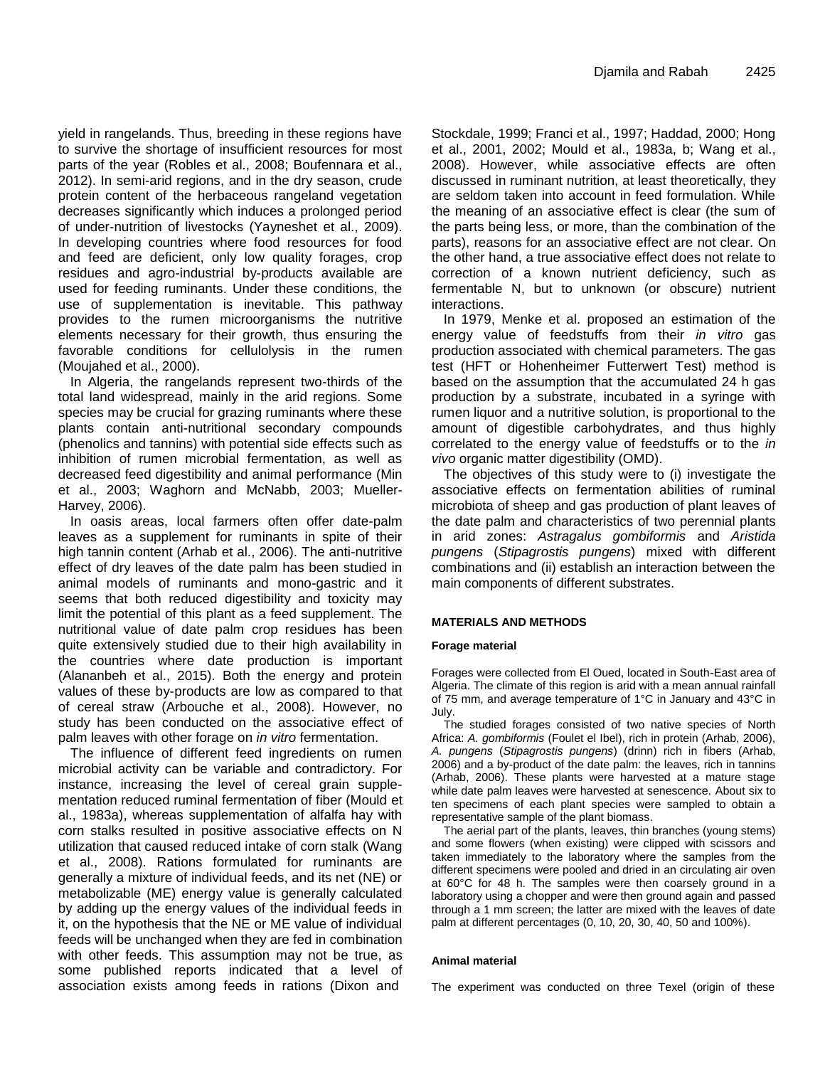yield in rangelands. Thus, breeding in these regions have to survive the shortage of insufficient resources for most parts of the year (Robles et al., 2008; Boufennara et al., 2012). In semi-arid regions, and in the dry season, crude protein content of the herbaceous rangeland vegetation decreases significantly which induces a prolonged period of under-nutrition of livestocks (Yayneshet et al., 2009). In developing countries where food resources for food and feed are deficient, only low quality forages, crop residues and agro-industrial by-products available are used for feeding ruminants. Under these conditions, the use of supplementation is inevitable. This pathway provides to the rumen microorganisms the nutritive elements necessary for their growth, thus ensuring the favorable conditions for cellulolysis in the rumen (Moujahed et al., 2000).

In Algeria, the rangelands represent two-thirds of the total land widespread, mainly in the arid regions. Some species may be crucial for grazing ruminants where these plants contain anti-nutritional secondary compounds (phenolics and tannins) with potential side effects such as inhibition of rumen microbial fermentation, as well as decreased feed digestibility and animal performance (Min et al., 2003; Waghorn and McNabb, 2003; Mueller-Harvey, 2006).

In oasis areas, local farmers often offer date-palm leaves as a supplement for ruminants in spite of their high tannin content (Arhab et al., 2006). The anti-nutritive effect of dry leaves of the date palm has been studied in animal models of ruminants and mono-gastric and it seems that both reduced digestibility and toxicity may limit the potential of this plant as a feed supplement. The nutritional value of date palm crop residues has been quite extensively studied due to their high availability in the countries where date production is important (Alananbeh et al., 2015). Both the energy and protein values of these by-products are low as compared to that of cereal straw (Arbouche et al., 2008). However, no study has been conducted on the associative effect of palm leaves with other forage on *in vitro* fermentation.

The influence of different feed ingredients on rumen microbial activity can be variable and contradictory. For instance, increasing the level of cereal grain supplementation reduced ruminal fermentation of fiber (Mould et al., 1983a), whereas supplementation of alfalfa hay with corn stalks resulted in positive associative effects on N utilization that caused reduced intake of corn stalk (Wang et al., 2008). Rations formulated for ruminants are generally a mixture of individual feeds, and its net (NE) or metabolizable (ME) energy value is generally calculated by adding up the energy values of the individual feeds in it, on the hypothesis that the NE or ME value of individual feeds will be unchanged when they are fed in combination with other feeds. This assumption may not be true, as some published reports indicated that a level of association exists among feeds in rations (Dixon and Stockdale, 1999; Franci et al., 1997; Haddad, 2000; Hong et al., 2001, 2002; Mould et al., 1983a, b; Wang et al., 2008). However, while associative effects are often discussed in ruminant nutrition, at least theoretically, they are seldom taken into account in feed formulation. While the meaning of an associative effect is clear (the sum of the parts being less, or more, than the combination of the parts), reasons for an associative effect are not clear. On the other hand, a true associative effect does not relate to correction of a known nutrient deficiency, such as fermentable N, but to unknown (or obscure) nutrient interactions.

In 1979, Menke et al. proposed an estimation of the energy value of feedstuffs from their *in vitro* gas production associated with chemical parameters. The gas test (HFT or Hohenheimer Futterwert Test) method is based on the assumption that the accumulated 24 h gas production by a substrate, incubated in a syringe with rumen liquor and a nutritive solution, is proportional to the amount of digestible carbohydrates, and thus highly correlated to the energy value of feedstuffs or to the *in vivo* organic matter digestibility (OMD).

The objectives of this study were to (i) investigate the associative effects on fermentation abilities of ruminal microbiota of sheep and gas production of plant leaves of the date palm and characteristics of two perennial plants in arid zones: *Astragalus gombiformis* and *Aristida pungens* (*Stipagrostis pungens*) mixed with different combinations and (ii) establish an interaction between the main components of different substrates.

## MATERIALS AND METHODS

### Forage material

Forages were collected from El Oued, located in South-East area of Algeria. The climate of this region is arid with a mean annual rainfall of 75 mm, and average temperature of 1°C in January and 43°C in July.

The studied forages consisted of two native species of North Africa: *A. gombiformis* (Foulet el Ibel), rich in protein (Arhab, 2006), *A. pungens* (*Stipagrostis pungens*) (drinn) rich in fibers (Arhab, 2006) and a by-product of the date palm: the leaves, rich in tannins (Arhab, 2006). These plants were harvested at a mature stage while date palm leaves were harvested at senescence. About six to ten specimens of each plant species were sampled to obtain a representative sample of the plant biomass.

The aerial part of the plants, leaves, thin branches (young stems) and some flowers (when existing) were clipped with scissors and taken immediately to the laboratory where the samples from the different specimens were pooled and dried in an circulating air oven at 60°C for 48 h. The samples were then coarsely ground in a laboratory using a chopper and were then ground again and passed through a 1 mm screen; the latter are mixed with the leaves of date palm at different percentages (0, 10, 20, 30, 40, 50 and 100%).

### Animal material

The experiment was conducted on three Texel (origin of these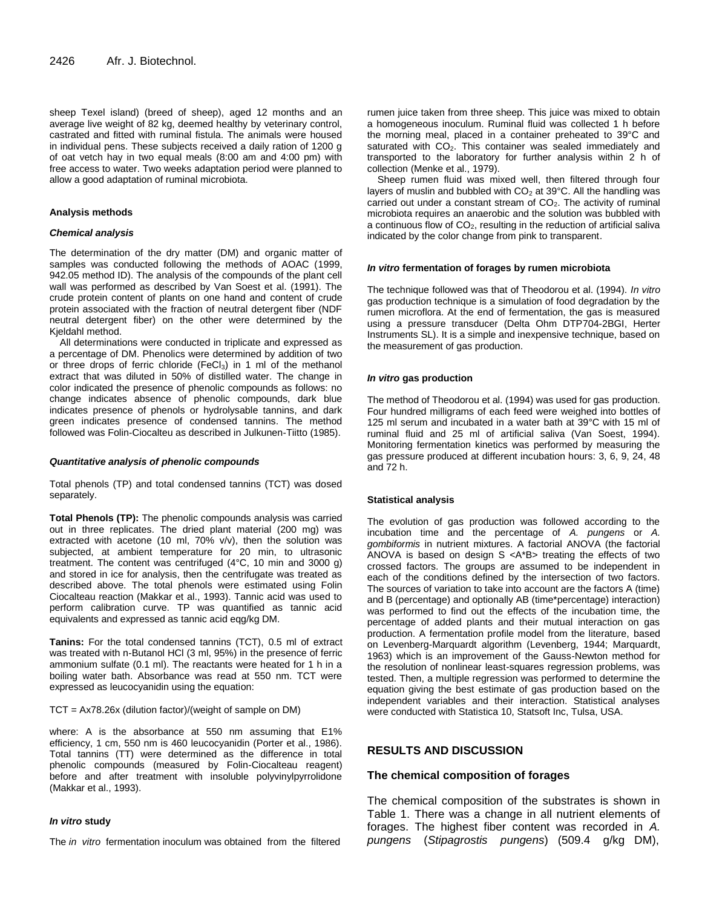sheep Texel island) (breed of sheep), aged 12 months and an average live weight of 82 kg, deemed healthy by veterinary control, castrated and fitted with ruminal fistula. The animals were housed in individual pens. These subjects received a daily ration of 1200 g of oat vetch hay in two equal meals (8:00 am and 4:00 pm) with free access to water. Two weeks adaptation period were planned to allow a good adaptation of ruminal microbiota.

#### Analysis methods

##### *Chemical analysis*

The determination of the dry matter (DM) and organic matter of samples was conducted following the methods of AOAC (1999, 942.05 method ID). The analysis of the compounds of the plant cell wall was performed as described by Van Soest et al. (1991). The crude protein content of plants on one hand and content of crude protein associated with the fraction of neutral detergent fiber (NDF neutral detergent fiber) on the other were determined by the Kjeldahl method.

All determinations were conducted in triplicate and expressed as a percentage of DM. Phenolics were determined by addition of two or three drops of ferric chloride ($FeCl_3$) in 1 ml of the methanol extract that was diluted in 50% of distilled water. The change in color indicated the presence of phenolic compounds as follows: no change indicates absence of phenolic compounds, dark blue indicates presence of phenols or hydrolysable tannins, and dark green indicates presence of condensed tannins. The method followed was Folin-Ciocalteu as described in Julkunen-Tiitto (1985).

##### *Quantitative analysis of phenolic compounds*

Total phenols (TP) and total condensed tannins (TCT) was dosed separately.

**Total Phenols (TP):** The phenolic compounds analysis was carried out in three replicates. The dried plant material (200 mg) was extracted with acetone (10 ml, 70% v/v), then the solution was subjected, at ambient temperature for 20 min, to ultrasonic treatment. The content was centrifuged (4°C, 10 min and 3000 g) and stored in ice for analysis, then the centrifugate was treated as described above. The total phenols were estimated using Folin Ciocalteu reaction (Makkar et al., 1993). Tannic acid was used to perform calibration curve. TP was quantified as tannic acid equivalents and expressed as tannic acid eqg/kg DM.

**Tanins:** For the total condensed tannins (TCT), 0.5 ml of extract was treated with n-Butanol HCl (3 ml, 95%) in the presence of ferric ammonium sulfate (0.1 ml). The reactants were heated for 1 h in a boiling water bath. Absorbance was read at 550 nm. TCT were expressed as leucocyanidin using the equation:

TCT = Ax78.26x (dilution factor)/(weight of sample on DM)

where: A is the absorbance at 550 nm assuming that E1% efficiency, 1 cm, 550 nm is 460 leucocyanidin (Porter et al., 1986). Total tannins (TT) were determined as the difference in total phenolic compounds (measured by Folin-Ciocalteu reagent) before and after treatment with insoluble polyvinylpyrrolidone (Makkar et al., 1993).

##### ***In vitro* study**

The *in vitro* fermentation inoculum was obtained from the filtered rumen juice taken from three sheep. This juice was mixed to obtain a homogeneous inoculum. Ruminal fluid was collected 1 h before the morning meal, placed in a container preheated to 39°C and saturated with $CO_2$. This container was sealed immediately and transported to the laboratory for further analysis within 2 h of collection (Menke et al., 1979).

Sheep rumen fluid was mixed well, then filtered through four layers of muslin and bubbled with $CO_2$ at 39°C. All the handling was carried out under a constant stream of $CO_2$. The activity of ruminal microbiota requires an anaerobic and the solution was bubbled with a continuous flow of $CO_2$, resulting in the reduction of artificial saliva indicated by the color change from pink to transparent.

##### ***In vitro* fermentation of forages by rumen microbiota**

The technique followed was that of Theodorou et al. (1994). *In vitro* gas production technique is a simulation of food degradation by the rumen microflora. At the end of fermentation, the gas is measured using a pressure transducer (Delta Ohm DTP704-2BGI, Herter Instruments SL). It is a simple and inexpensive technique, based on the measurement of gas production.

##### ***In vitro* gas production**

The method of Theodorou et al. (1994) was used for gas production. Four hundred milligrams of each feed were weighed into bottles of 125 ml serum and incubated in a water bath at 39°C with 15 ml of ruminal fluid and 25 ml of artificial saliva (Van Soest, 1994). Monitoring fermentation kinetics was performed by measuring the gas pressure produced at different incubation hours: 3, 6, 9, 24, 48 and 72 h.

#### Statistical analysis

The evolution of gas production was followed according to the incubation time and the percentage of *A. pungens* or *A. gombiformis* in nutrient mixtures. A factorial ANOVA (the factorial ANOVA is based on design S <A*B> treating the effects of two crossed factors. The groups are assumed to be independent in each of the conditions defined by the intersection of two factors. The sources of variation to take into account are the factors A (time) and B (percentage) and optionally AB (time*percentage) interaction) was performed to find out the effects of the incubation time, the percentage of added plants and their mutual interaction on gas production. A fermentation profile model from the literature, based on Levenberg-Marquardt algorithm (Levenberg, 1944; Marquardt, 1963) which is an improvement of the Gauss-Newton method for the resolution of nonlinear least-squares regression problems, was tested. Then, a multiple regression was performed to determine the equation giving the best estimate of gas production based on the independent variables and their interaction. Statistical analyses were conducted with Statistica 10, Statsoft Inc, Tulsa, USA.

## RESULTS AND DISCUSSION

### The chemical composition of forages

The chemical composition of the substrates is shown in Table 1. There was a change in all nutrient elements of forages. The highest fiber content was recorded in *A. pungens* (*Stipagrostis pungens*) (509.4 g/kg DM),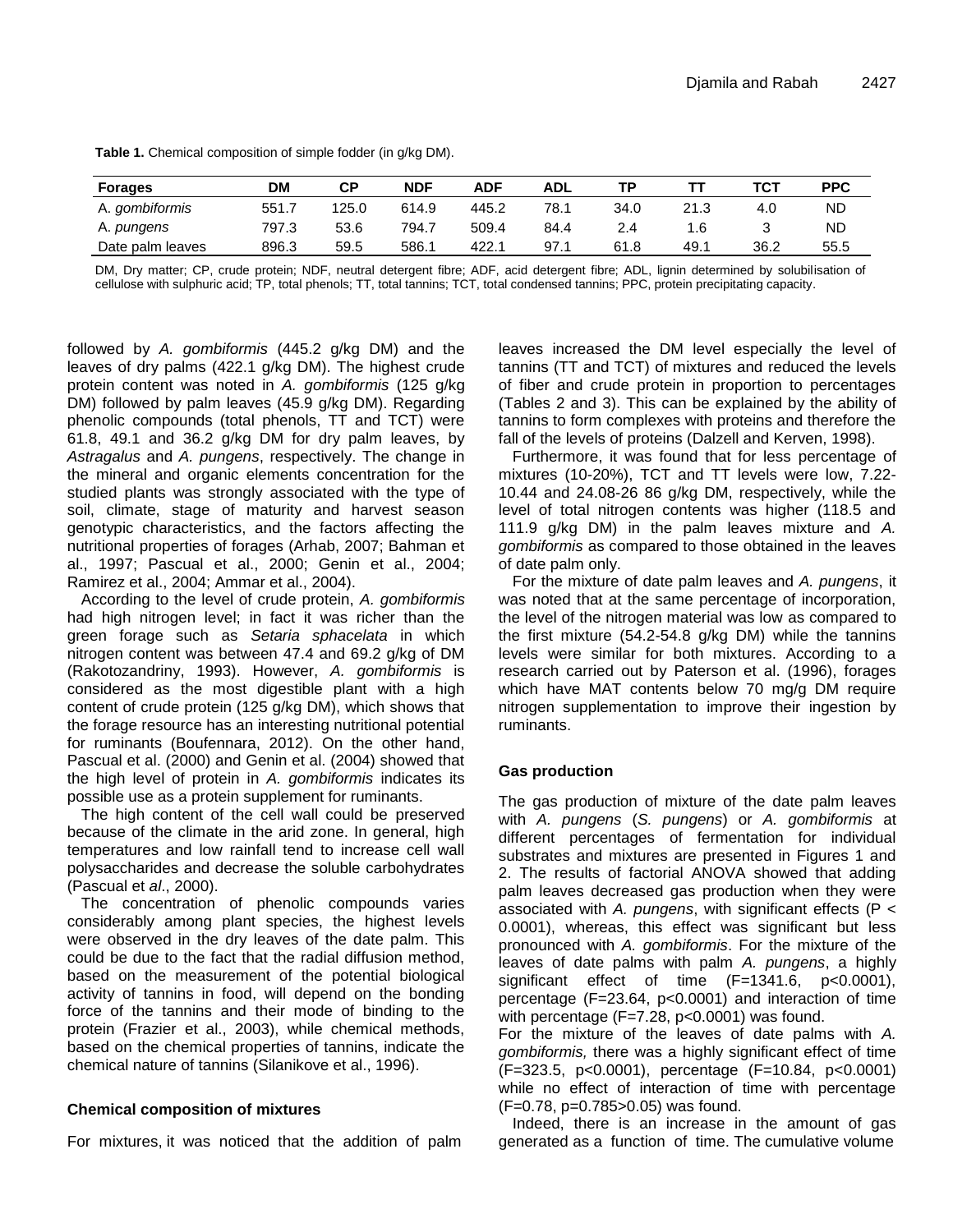**Table 1.** Chemical composition of simple fodder (in g/kg DM).

| Forages | DM | CP | NDF | ADF | ADL | TP | TT | TCT | PPC |
|---|---|---|---|---|---|---|---|---|---|
| A. *gombiformis* | 551.7 | 125.0 | 614.9 | 445.2 | 78.1 | 34.0 | 21.3 | 4.0 | ND |
| A. *pungens* | 797.3 | 53.6 | 794.7 | 509.4 | 84.4 | 2.4 | 1.6 | 3 | ND |
| Date palm leaves | 896.3 | 59.5 | 586.1 | 422.1 | 97.1 | 61.8 | 49.1 | 36.2 | 55.5 |

DM, Dry matter; CP, crude protein; NDF, neutral detergent fibre; ADF, acid detergent fibre; ADL, lignin determined by solubilisation of cellulose with sulphuric acid; TP, total phenols; TT, total tannins; TCT, total condensed tannins; PPC, protein precipitating capacity.

followed by *A. gombiformis* (445.2 g/kg DM) and the leaves of dry palms (422.1 g/kg DM). The highest crude protein content was noted in *A. gombiformis* (125 g/kg DM) followed by palm leaves (45.9 g/kg DM). Regarding phenolic compounds (total phenols, TT and TCT) were 61.8, 49.1 and 36.2 g/kg DM for dry palm leaves, by *Astragalus* and *A. pungens*, respectively. The change in the mineral and organic elements concentration for the studied plants was strongly associated with the type of soil, climate, stage of maturity and harvest season genotypic characteristics, and the factors affecting the nutritional properties of forages (Arhab, 2007; Bahman et al., 1997; Pascual et al., 2000; Genin et al., 2004; Ramirez et al., 2004; Ammar et al., 2004).

According to the level of crude protein, *A. gombiformis* had high nitrogen level; in fact it was richer than the green forage such as *Setaria sphacelata* in which nitrogen content was between 47.4 and 69.2 g/kg of DM (Rakotozandriny, 1993). However, *A. gombiformis* is considered as the most digestible plant with a high content of crude protein (125 g/kg DM), which shows that the forage resource has an interesting nutritional potential for ruminants (Boufennara, 2012). On the other hand, Pascual et al. (2000) and Genin et al. (2004) showed that the high level of protein in *A. gombiformis* indicates its possible use as a protein supplement for ruminants.

The high content of the cell wall could be preserved because of the climate in the arid zone. In general, high temperatures and low rainfall tend to increase cell wall polysaccharides and decrease the soluble carbohydrates (Pascual et *al*., 2000).

The concentration of phenolic compounds varies considerably among plant species, the highest levels were observed in the dry leaves of the date palm. This could be due to the fact that the radial diffusion method, based on the measurement of the potential biological activity of tannins in food, will depend on the bonding force of the tannins and their mode of binding to the protein (Frazier et al., 2003), while chemical methods, based on the chemical properties of tannins, indicate the chemical nature of tannins (Silanikove et al., 1996).

### Chemical composition of mixtures

For mixtures, it was noticed that the addition of palm leaves increased the DM level especially the level of tannins (TT and TCT) of mixtures and reduced the levels of fiber and crude protein in proportion to percentages (Tables 2 and 3). This can be explained by the ability of tannins to form complexes with proteins and therefore the fall of the levels of proteins (Dalzell and Kerven, 1998).

Furthermore, it was found that for less percentage of mixtures (10-20%), TCT and TT levels were low, 7.22-10.44 and 24.08-26 86 g/kg DM, respectively, while the level of total nitrogen contents was higher (118.5 and 111.9 g/kg DM) in the palm leaves mixture and *A. gombiformis* as compared to those obtained in the leaves of date palm only.

For the mixture of date palm leaves and *A. pungens*, it was noted that at the same percentage of incorporation, the level of the nitrogen material was low as compared to the first mixture (54.2-54.8 g/kg DM) while the tannins levels were similar for both mixtures. According to a research carried out by Paterson et al. (1996), forages which have MAT contents below 70 mg/g DM require nitrogen supplementation to improve their ingestion by ruminants.

### Gas production

The gas production of mixture of the date palm leaves with *A. pungens* (*S. pungens*) or *A. gombiformis* at different percentages of fermentation for individual substrates and mixtures are presented in Figures 1 and 2. The results of factorial ANOVA showed that adding palm leaves decreased gas production when they were associated with *A. pungens*, with significant effects ($P < 0.0001$), whereas, this effect was significant but less pronounced with *A. gombiformis*. For the mixture of the leaves of date palms with palm *A. pungens*, a highly significant effect of time ($F=1341.6$, $p<0.0001$), percentage ($F=23.64$, $p<0.0001$) and interaction of time with percentage ($F=7.28$, $p<0.0001$) was found.

For the mixture of the leaves of date palms with *A. gombiformis,* there was a highly significant effect of time ($F=323.5$, $p<0.0001$), percentage ($F=10.84$, $p<0.0001$) while no effect of interaction of time with percentage ($F=0.78$, $p=0.785>0.05$) was found.

Indeed, there is an increase in the amount of gas generated as a function of time. The cumulative volume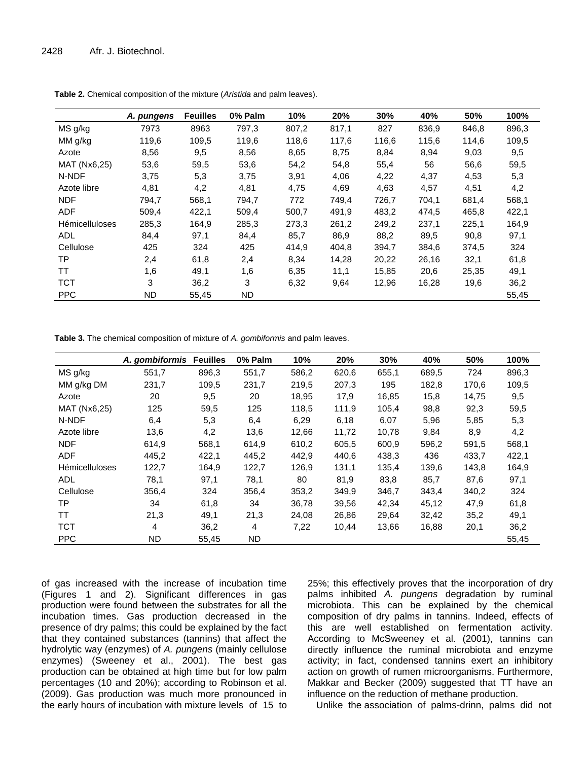**Table 2.** Chemical composition of the mixture (*Aristida* and palm leaves).

| | *A. pungens* | Feuilles | 0% Palm | 10% | 20% | 30% | 40% | 50% | 100% |
|---|---|---|---|---|---|---|---|---|---|
| MS g/kg | 7973 | 8963 | 797,3 | 807,2 | 817,1 | 827 | 836,9 | 846,8 | 896,3 |
| MM g/kg | 119,6 | 109,5 | 119,6 | 118,6 | 117,6 | 116,6 | 115,6 | 114,6 | 109,5 |
| Azote | 8,56 | 9,5 | 8,56 | 8,65 | 8,75 | 8,84 | 8,94 | 9,03 | 9,5 |
| MAT (Nx6,25) | 53,6 | 59,5 | 53,6 | 54,2 | 54,8 | 55,4 | 56 | 56,6 | 59,5 |
| N-NDF | 3,75 | 5,3 | 3,75 | 3,91 | 4,06 | 4,22 | 4,37 | 4,53 | 5,3 |
| Azote libre | 4,81 | 4,2 | 4,81 | 4,75 | 4,69 | 4,63 | 4,57 | 4,51 | 4,2 |
| NDF | 794,7 | 568,1 | 794,7 | 772 | 749,4 | 726,7 | 704,1 | 681,4 | 568,1 |
| ADF | 509,4 | 422,1 | 509,4 | 500,7 | 491,9 | 483,2 | 474,5 | 465,8 | 422,1 |
| Hémicelluloses | 285,3 | 164,9 | 285,3 | 273,3 | 261,2 | 249,2 | 237,1 | 225,1 | 164,9 |
| ADL | 84,4 | 97,1 | 84,4 | 85,7 | 86,9 | 88,2 | 89,5 | 90,8 | 97,1 |
| Cellulose | 425 | 324 | 425 | 414,9 | 404,8 | 394,7 | 384,6 | 374,5 | 324 |
| TP | 2,4 | 61,8 | 2,4 | 8,34 | 14,28 | 20,22 | 26,16 | 32,1 | 61,8 |
| TT | 1,6 | 49,1 | 1,6 | 6,35 | 11,1 | 15,85 | 20,6 | 25,35 | 49,1 |
| TCT | 3 | 36,2 | 3 | 6,32 | 9,64 | 12,96 | 16,28 | 19,6 | 36,2 |
| PPC | ND | 55,45 | ND | | | | | | 55,45 |

**Table 3.** The chemical composition of mixture of *A. gombiformis* and palm leaves.

| | *A. gombiformis* | Feuilles | 0% Palm | 10% | 20% | 30% | 40% | 50% | 100% |
|---|---|---|---|---|---|---|---|---|---|
| MS g/kg | 551,7 | 896,3 | 551,7 | 586,2 | 620,6 | 655,1 | 689,5 | 724 | 896,3 |
| MM g/kg DM | 231,7 | 109,5 | 231,7 | 219,5 | 207,3 | 195 | 182,8 | 170,6 | 109,5 |
| Azote | 20 | 9,5 | 20 | 18,95 | 17,9 | 16,85 | 15,8 | 14,75 | 9,5 |
| MAT (Nx6,25) | 125 | 59,5 | 125 | 118,5 | 111,9 | 105,4 | 98,8 | 92,3 | 59,5 |
| N-NDF | 6,4 | 5,3 | 6,4 | 6,29 | 6,18 | 6,07 | 5,96 | 5,85 | 5,3 |
| Azote libre | 13,6 | 4,2 | 13,6 | 12,66 | 11,72 | 10,78 | 9,84 | 8,9 | 4,2 |
| NDF | 614,9 | 568,1 | 614,9 | 610,2 | 605,5 | 600,9 | 596,2 | 591,5 | 568,1 |
| ADF | 445,2 | 422,1 | 445,2 | 442,9 | 440,6 | 438,3 | 436 | 433,7 | 422,1 |
| Hémicelluloses | 122,7 | 164,9 | 122,7 | 126,9 | 131,1 | 135,4 | 139,6 | 143,8 | 164,9 |
| ADL | 78,1 | 97,1 | 78,1 | 80 | 81,9 | 83,8 | 85,7 | 87,6 | 97,1 |
| Cellulose | 356,4 | 324 | 356,4 | 353,2 | 349,9 | 346,7 | 343,4 | 340,2 | 324 |
| TP | 34 | 61,8 | 34 | 36,78 | 39,56 | 42,34 | 45,12 | 47,9 | 61,8 |
| TT | 21,3 | 49,1 | 21,3 | 24,08 | 26,86 | 29,64 | 32,42 | 35,2 | 49,1 |
| TCT | 4 | 36,2 | 4 | 7,22 | 10,44 | 13,66 | 16,88 | 20,1 | 36,2 |
| PPC | ND | 55,45 | ND | | | | | | 55,45 |

of gas increased with the increase of incubation time (Figures 1 and 2). Significant differences in gas production were found between the substrates for all the incubation times. Gas production decreased in the presence of dry palms; this could be explained by the fact that they contained substances (tannins) that affect the hydrolytic way (enzymes) of *A. pungens* (mainly cellulose enzymes) (Sweeney et al., 2001). The best gas production can be obtained at high time but for low palm percentages (10 and 20%); according to Robinson et al. (2009). Gas production was much more pronounced in the early hours of incubation with mixture levels of 15 to 25%; this effectively proves that the incorporation of dry palms inhibited *A. pungens* degradation by ruminal microbiota. This can be explained by the chemical composition of dry palms in tannins. Indeed, effects of this are well established on fermentation activity. According to McSweeney et al. (2001), tannins can directly influence the ruminal microbiota and enzyme activity; in fact, condensed tannins exert an inhibitory action on growth of rumen microorganisms. Furthermore, Makkar and Becker (2009) suggested that TT have an influence on the reduction of methane production.

Unlike the association of palms-drinn, palms did not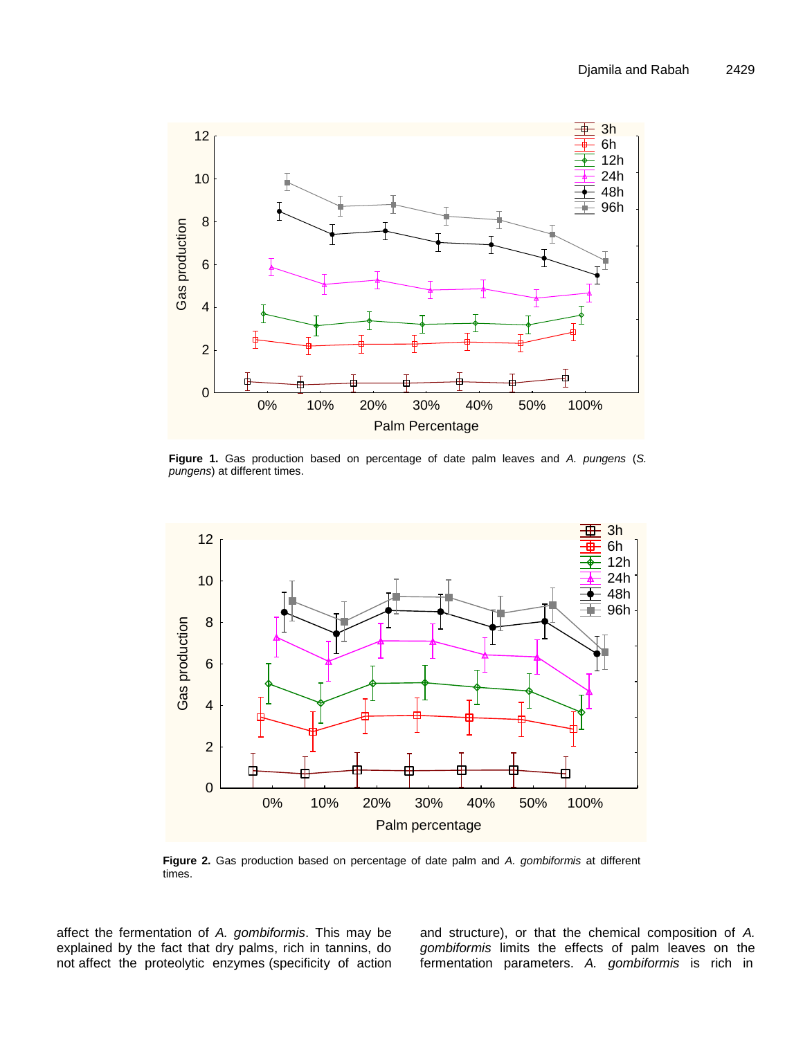**Figure 1.** Gas production based on percentage of date palm leaves and *A. pungens* (*S. pungens*) at different times.

**Figure 2.** Gas production based on percentage of date palm and *A. gombiformis* at different times.

affect the fermentation of *A. gombiformis*. This may be explained by the fact that dry palms, rich in tannins, do not affect the proteolytic enzymes (specificity of action and structure), or that the chemical composition of *A. gombiformis* limits the effects of palm leaves on the fermentation parameters. *A. gombiformis* is rich in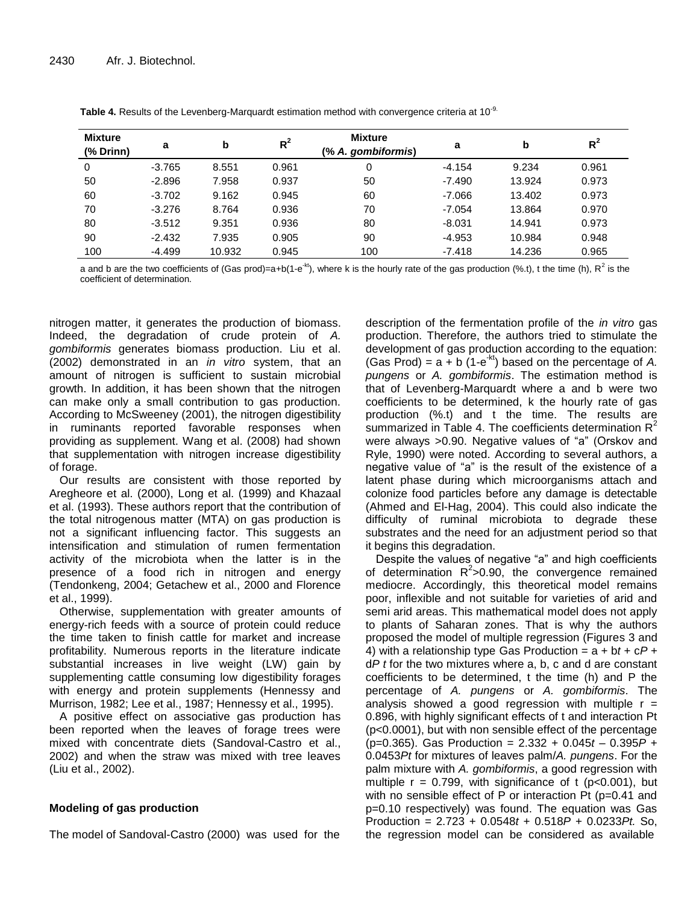**Table 4.** Results of the Levenberg-Marquardt estimation method with convergence criteria at $10^{-9}$.

| Mixture (% Drinn) | a | b | $R^2$ | Mixture (% *A. gombiformis*) | a | b | $R^2$ |
|---|---|---|---|---|---|---|---|
| 0 | -3.765 | 8.551 | 0.961 | 0 | -4.154 | 9.234 | 0.961 |
| 50 | -2.896 | 7.958 | 0.937 | 50 | -7.490 | 13.924 | 0.973 |
| 60 | -3.702 | 9.162 | 0.945 | 60 | -7.066 | 13.402 | 0.973 |
| 70 | -3.276 | 8.764 | 0.936 | 70 | -7.054 | 13.864 | 0.970 |
| 80 | -3.512 | 9.351 | 0.936 | 80 | -8.031 | 14.941 | 0.973 |
| 90 | -2.432 | 7.935 | 0.905 | 90 | -4.953 | 10.984 | 0.948 |
| 100 | -4.499 | 10.932 | 0.945 | 100 | -7.418 | 14.236 | 0.965 |

a and b are the two coefficients of (Gas prod)=a+b($1-e^{-kt}$), where k is the hourly rate of the gas production (%.t), t the time (h), $R^2$ is the coefficient of determination.

nitrogen matter, it generates the production of biomass. Indeed, the degradation of crude protein of *A. gombiformis* generates biomass production. Liu et al. (2002) demonstrated in an *in vitro* system, that an amount of nitrogen is sufficient to sustain microbial growth. In addition, it has been shown that the nitrogen can make only a small contribution to gas production. According to McSweeney (2001), the nitrogen digestibility in ruminants reported favorable responses when providing as supplement. Wang et al. (2008) had shown that supplementation with nitrogen increase digestibility of forage.

Our results are consistent with those reported by Aregheore et al. (2000), Long et al. (1999) and Khazaal et al. (1993). These authors report that the contribution of the total nitrogenous matter (MTA) on gas production is not a significant influencing factor. This suggests an intensification and stimulation of rumen fermentation activity of the microbiota when the latter is in the presence of a food rich in nitrogen and energy (Tendonkeng, 2004; Getachew et al., 2000 and Florence et al., 1999).

Otherwise, supplementation with greater amounts of energy-rich feeds with a source of protein could reduce the time taken to finish cattle for market and increase profitability. Numerous reports in the literature indicate substantial increases in live weight (LW) gain by supplementing cattle consuming low digestibility forages with energy and protein supplements (Hennessy and Murrison, 1982; Lee et al., 1987; Hennessy et al., 1995).

A positive effect on associative gas production has been reported when the leaves of forage trees were mixed with concentrate diets (Sandoval-Castro et al., 2002) and when the straw was mixed with tree leaves (Liu et al., 2002).

### Modeling of gas production

The model of Sandoval-Castro (2000) was used for the description of the fermentation profile of the *in vitro* gas production. Therefore, the authors tried to stimulate the development of gas production according to the equation: (Gas Prod) = a + b ($1-e^{-kt}$) based on the percentage of *A. pungens* or *A. gombiformis*. The estimation method is that of Levenberg-Marquardt where a and b were two coefficients to be determined, k the hourly rate of gas production (%.t) and t the time. The results are summarized in Table 4. The coefficients determination $R^2$ were always >0.90. Negative values of "a" (Orskov and Ryle, 1990) were noted. According to several authors, a negative value of "a" is the result of the existence of a latent phase during which microorganisms attach and colonize food particles before any damage is detectable (Ahmed and El-Hag, 2004). This could also indicate the difficulty of ruminal microbiota to degrade these substrates and the need for an adjustment period so that it begins this degradation.

Despite the values of negative "a" and high coefficients of determination $R^2>0.90$, the convergence remained mediocre. Accordingly, this theoretical model remains poor, inflexible and not suitable for varieties of arid and semi arid areas. This mathematical model does not apply to plants of Saharan zones. That is why the authors proposed the model of multiple regression (Figures 3 and 4) with a relationship type Gas Production = a + b*t* + c*P* + d*P t* for the two mixtures where a, b, c and d are constant coefficients to be determined, t the time (h) and P the percentage of *A. pungens* or *A. gombiformis*. The analysis showed a good regression with multiple r = 0.896, with highly significant effects of t and interaction Pt ($p<0.0001$), but with non sensible effect of the percentage ($p=0.365$). Gas Production = 2.332 + 0.045*t* – 0.395*P* + 0.0453*Pt* for mixtures of leaves palm/*A. pungens*. For the palm mixture with *A. gombiformis*, a good regression with multiple r = 0.799, with significance of t ($p<0.001$), but with no sensible effect of P or interaction Pt ($p=0.41$ and $p=0.10$ respectively) was found. The equation was Gas Production = 2.723 + 0.0548*t* + 0.518*P* + 0.0233*Pt.* So, the regression model can be considered as available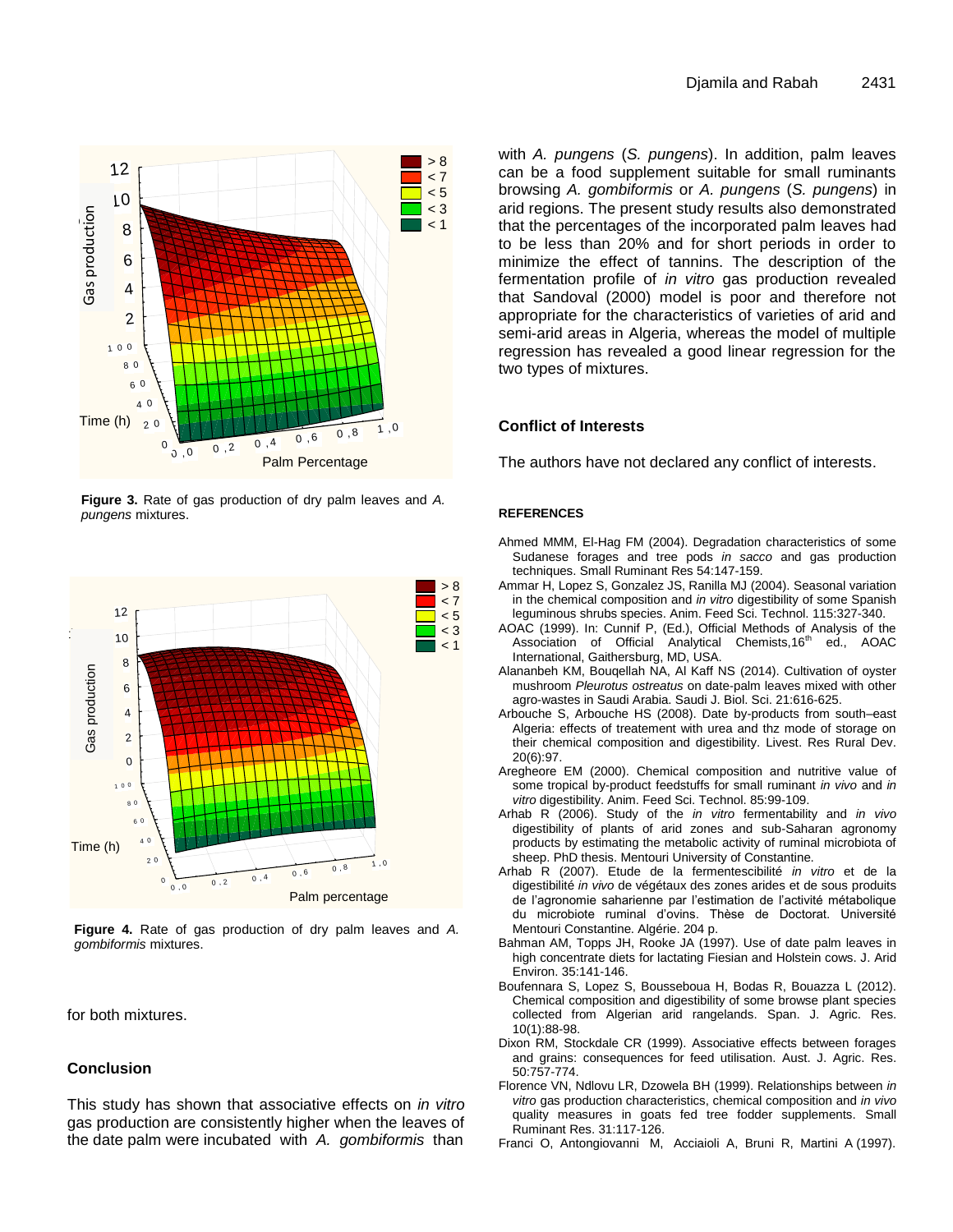**Figure 3.** Rate of gas production of dry palm leaves and *A. pungens* mixtures.

**Figure 4.** Rate of gas production of dry palm leaves and *A. gombiformis* mixtures.

for both mixtures.

## Conclusion

This study has shown that associative effects on *in vitro* gas production are consistently higher when the leaves of the date palm were incubated with *A. gombiformis* than with *A. pungens* (*S. pungens*). In addition, palm leaves can be a food supplement suitable for small ruminants browsing *A. gombiformis* or *A. pungens* (*S. pungens*) in arid regions. The present study results also demonstrated that the percentages of the incorporated palm leaves had to be less than 20% and for short periods in order to minimize the effect of tannins. The description of the fermentation profile of *in vitro* gas production revealed that Sandoval (2000) model is poor and therefore not appropriate for the characteristics of varieties of arid and semi-arid areas in Algeria, whereas the model of multiple regression has revealed a good linear regression for the two types of mixtures.

## Conflict of Interests

The authors have not declared any conflict of interests.

## REFERENCES

Ahmed MMM, El-Hag FM (2004). Degradation characteristics of some Sudanese forages and tree pods *in sacco* and gas production techniques. Small Ruminant Res 54:147-159.

Ammar H, Lopez S, Gonzalez JS, Ranilla MJ (2004). Seasonal variation in the chemical composition and *in vitro* digestibility of some Spanish leguminous shrubs species. Anim. Feed Sci. Technol. 115:327-340.

AOAC (1999). In: Cunnif P, (Ed.), Official Methods of Analysis of the Association of Official Analytical Chemists,16th ed., AOAC International, Gaithersburg, MD, USA.

Alananbeh KM, Bouqellah NA, Al Kaff NS (2014). Cultivation of oyster mushroom *Pleurotus ostreatus* on date-palm leaves mixed with other agro-wastes in Saudi Arabia. Saudi J. Biol. Sci. 21:616-625.

Arbouche S, Arbouche HS (2008). Date by-products from south–east Algeria: effects of treatement with urea and thz mode of storage on their chemical composition and digestibility. Livest. Res Rural Dev. 20(6):97.

Aregheore EM (2000). Chemical composition and nutritive value of some tropical by-product feedstuffs for small ruminant *in vivo* and *in vitro* digestibility. Anim. Feed Sci. Technol. 85:99-109.

Arhab R (2006). Study of the *in vitro* fermentability and *in vivo* digestibility of plants of arid zones and sub-Saharan agronomy products by estimating the metabolic activity of ruminal microbiota of sheep. PhD thesis. Mentouri University of Constantine.

Arhab R (2007). Etude de la fermentescibilité *in vitro* et de la digestibilité *in vivo* de végétaux des zones arides et de sous produits de l'agronomie saharienne par l'estimation de l'activité métabolique du microbiote ruminal d'ovins. Thèse de Doctorat. Université Mentouri Constantine. Algérie. 204 p.

Bahman AM, Topps JH, Rooke JA (1997). Use of date palm leaves in high concentrate diets for lactating Fiesian and Holstein cows. J. Arid Environ. 35:141-146.

Boufennara S, Lopez S, Bousseboua H, Bodas R, Bouazza L (2012). Chemical composition and digestibility of some browse plant species collected from Algerian arid rangelands. Span. J. Agric. Res. 10(1):88-98.

Dixon RM, Stockdale CR (1999). Associative effects between forages and grains: consequences for feed utilisation. Aust. J. Agric. Res. 50:757-774.

Florence VN, Ndlovu LR, Dzowela BH (1999). Relationships between *in vitro* gas production characteristics, chemical composition and *in vivo* quality measures in goats fed tree fodder supplements. Small Ruminant Res. 31:117-126.

Franci O, Antongiovanni M, Acciaioli A, Bruni R, Martini A (1997).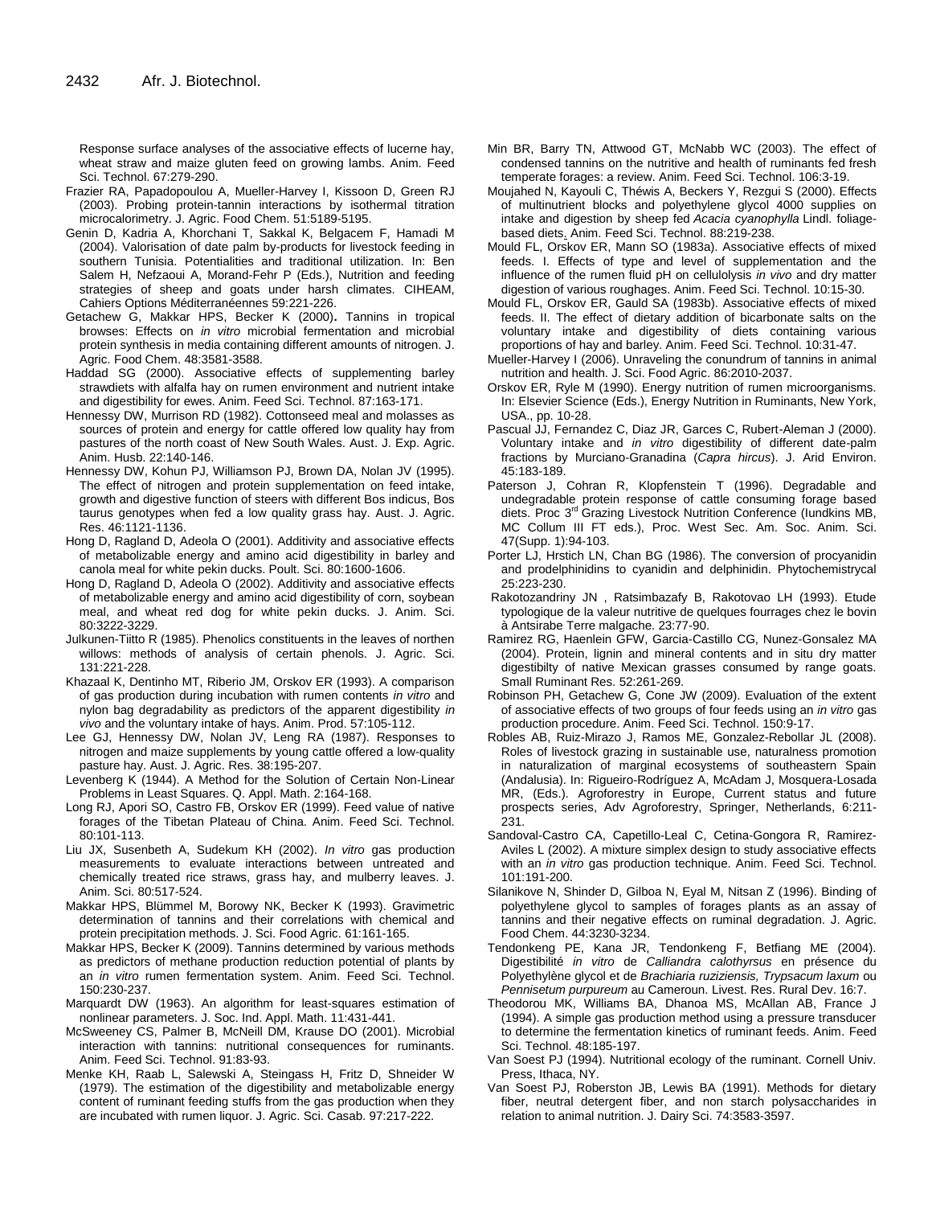Response surface analyses of the associative effects of lucerne hay, wheat straw and maize gluten feed on growing lambs. Anim. Feed Sci. Technol. 67:279-290.

Frazier RA, Papadopoulou A, Mueller-Harvey I, Kissoon D, Green RJ (2003). Probing protein-tannin interactions by isothermal titration microcalorimetry. J. Agric. Food Chem. 51:5189-5195.

Genin D, Kadria A, Khorchani T, Sakkal K, Belgacem F, Hamadi M (2004). Valorisation of date palm by-products for livestock feeding in southern Tunisia. Potentialities and traditional utilization. In: Ben Salem H, Nefzaoui A, Morand-Fehr P (Eds.), Nutrition and feeding strategies of sheep and goats under harsh climates. CIHEAM, Cahiers Options Méditerranéennes 59:221-226.

Getachew G, Makkar HPS, Becker K (2000). Tannins in tropical browses: Effects on *in vitro* microbial fermentation and microbial protein synthesis in media containing different amounts of nitrogen. J. Agric. Food Chem. 48:3581-3588.

Haddad SG (2000). Associative effects of supplementing barley strawdiets with alfalfa hay on rumen environment and nutrient intake and digestibility for ewes. Anim. Feed Sci. Technol. 87:163-171.

Hennessy DW, Murrison RD (1982). Cottonseed meal and molasses as sources of protein and energy for cattle offered low quality hay from pastures of the north coast of New South Wales. Aust. J. Exp. Agric. Anim. Husb. 22:140-146.

Hennessy DW, Kohun PJ, Williamson PJ, Brown DA, Nolan JV (1995). The effect of nitrogen and protein supplementation on feed intake, growth and digestive function of steers with different Bos indicus, Bos taurus genotypes when fed a low quality grass hay. Aust. J. Agric. Res. 46:1121-1136.

Hong D, Ragland D, Adeola O (2001). Additivity and associative effects of metabolizable energy and amino acid digestibility in barley and canola meal for white pekin ducks. Poult. Sci. 80:1600-1606.

Hong D, Ragland D, Adeola O (2002). Additivity and associative effects of metabolizable energy and amino acid digestibility of corn, soybean meal, and wheat red dog for white pekin ducks. J. Anim. Sci. 80:3222-3229.

Julkunen-Tiitto R (1985). Phenolics constituents in the leaves of northen willows: methods of analysis of certain phenols. J. Agric. Sci. 131:221-228.

Khazaal K, Dentinho MT, Riberio JM, Orskov ER (1993). A comparison of gas production during incubation with rumen contents *in vitro* and nylon bag degradability as predictors of the apparent digestibility *in vivo* and the voluntary intake of hays. Anim. Prod. 57:105-112.

Lee GJ, Hennessy DW, Nolan JV, Leng RA (1987). Responses to nitrogen and maize supplements by young cattle offered a low-quality pasture hay. Aust. J. Agric. Res. 38:195-207.

Levenberg K (1944). A Method for the Solution of Certain Non-Linear Problems in Least Squares. Q. Appl. Math. 2:164-168.

Long RJ, Apori SO, Castro FB, Orskov ER (1999). Feed value of native forages of the Tibetan Plateau of China. Anim. Feed Sci. Technol. 80:101-113.

Liu JX, Susenbeth A, Sudekum KH (2002). *In vitro* gas production measurements to evaluate interactions between untreated and chemically treated rice straws, grass hay, and mulberry leaves. J. Anim. Sci. 80:517-524.

Makkar HPS, Blümmel M, Borowy NK, Becker K (1993). Gravimetric determination of tannins and their correlations with chemical and protein precipitation methods. J. Sci. Food Agric. 61:161-165.

Makkar HPS, Becker K (2009). Tannins determined by various methods as predictors of methane production reduction potential of plants by an *in vitro* rumen fermentation system. Anim. Feed Sci. Technol. 150:230-237.

Marquardt DW (1963). An algorithm for least-squares estimation of nonlinear parameters. J. Soc. Ind. Appl. Math. 11:431-441.

McSweeney CS, Palmer B, McNeill DM, Krause DO (2001). Microbial interaction with tannins: nutritional consequences for ruminants. Anim. Feed Sci. Technol. 91:83-93.

Menke KH, Raab L, Salewski A, Steingass H, Fritz D, Shneider W (1979). The estimation of the digestibility and metabolizable energy content of ruminant feeding stuffs from the gas production when they are incubated with rumen liquor. J. Agric. Sci. Casab. 97:217-222.

Min BR, Barry TN, Attwood GT, McNabb WC (2003). The effect of condensed tannins on the nutritive and health of ruminants fed fresh temperate forages: a review. Anim. Feed Sci. Technol. 106:3-19.

Moujahed N, Kayouli C, Théwis A, Beckers Y, Rezgui S (2000). Effects of multinutrient blocks and polyethylene glycol 4000 supplies on intake and digestion by sheep fed *Acacia cyanophylla* Lindl. foliage-based diets. Anim. Feed Sci. Technol. 88:219-238.

Mould FL, Orskov ER, Mann SO (1983a). Associative effects of mixed feeds. I. Effects of type and level of supplementation and the influence of the rumen fluid pH on cellulolysis *in vivo* and dry matter digestion of various roughages. Anim. Feed Sci. Technol. 10:15-30.

Mould FL, Orskov ER, Gauld SA (1983b). Associative effects of mixed feeds. II. The effect of dietary addition of bicarbonate salts on the voluntary intake and digestibility of diets containing various proportions of hay and barley. Anim. Feed Sci. Technol. 10:31-47.

Mueller-Harvey I (2006). Unraveling the conundrum of tannins in animal nutrition and health. J. Sci. Food Agric. 86:2010-2037.

Orskov ER, Ryle M (1990). Energy nutrition of rumen microorganisms. In: Elsevier Science (Eds.), Energy Nutrition in Ruminants, New York, USA., pp. 10-28.

Pascual JJ, Fernandez C, Diaz JR, Garces C, Rubert-Aleman J (2000). Voluntary intake and *in vitro* digestibility of different date-palm fractions by Murciano-Granadina (*Capra hircus*). J. Arid Environ. 45:183-189.

Paterson J, Cohran R, Klopfenstein T (1996). Degradable and undegradable protein response of cattle consuming forage based diets. Proc 3rd Grazing Livestock Nutrition Conference (Iundkins MB, MC Collum III FT eds.), Proc. West Sec. Am. Soc. Anim. Sci. 47(Supp. 1):94-103.

Porter LJ, Hrstich LN, Chan BG (1986). The conversion of procyanidin and prodelphinidins to cyanidin and delphinidin. Phytochemistrycal 25:223-230.

Rakotozandriny JN , Ratsimbazafy B, Rakotovao LH (1993). Etude typologique de la valeur nutritive de quelques fourrages chez le bovin à Antsirabe Terre malgache. 23:77-90.

Ramirez RG, Haenlein GFW, Garcia-Castillo CG, Nunez-Gonsalez MA (2004). Protein, lignin and mineral contents and in situ dry matter digestibilty of native Mexican grasses consumed by range goats. Small Ruminant Res. 52:261-269.

Robinson PH, Getachew G, Cone JW (2009). Evaluation of the extent of associative effects of two groups of four feeds using an *in vitro* gas production procedure. Anim. Feed Sci. Technol. 150:9-17.

Robles AB, Ruiz-Mirazo J, Ramos ME, Gonzalez-Rebollar JL (2008). Roles of livestock grazing in sustainable use, naturalness promotion in naturalization of marginal ecosystems of southeastern Spain (Andalusia). In: Rigueiro-Rodríguez A, McAdam J, Mosquera-Losada MR, (Eds.). Agroforestry in Europe, Current status and future prospects series, Adv Agroforestry, Springer, Netherlands, 6:211-231.

Sandoval-Castro CA, Capetillo-Leal C, Cetina-Gongora R, Ramirez-Aviles L (2002). A mixture simplex design to study associative effects with an *in vitro* gas production technique. Anim. Feed Sci. Technol. 101:191-200.

Silanikove N, Shinder D, Gilboa N, Eyal M, Nitsan Z (1996). Binding of polyethylene glycol to samples of forages plants as an assay of tannins and their negative effects on ruminal degradation. J. Agric. Food Chem. 44:3230-3234.

Tendonkeng PE, Kana JR, Tendonkeng F, Betfiang ME (2004). Digestibilité *in vitro* de *Calliandra calothyrsus* en présence du Polyethylène glycol et de *Brachiaria ruziziensis, Trypsacum laxum* ou *Pennisetum purpureum* au Cameroun. Livest. Res. Rural Dev. 16:7.

Theodorou MK, Williams BA, Dhanoa MS, McAllan AB, France J (1994). A simple gas production method using a pressure transducer to determine the fermentation kinetics of ruminant feeds. Anim. Feed Sci. Technol. 48:185-197.

Van Soest PJ (1994). Nutritional ecology of the ruminant. Cornell Univ. Press, Ithaca, NY.

Van Soest PJ, Roberston JB, Lewis BA (1991). Methods for dietary fiber, neutral detergent fiber, and non starch polysaccharides in relation to animal nutrition. J. Dairy Sci. 74:3583-3597.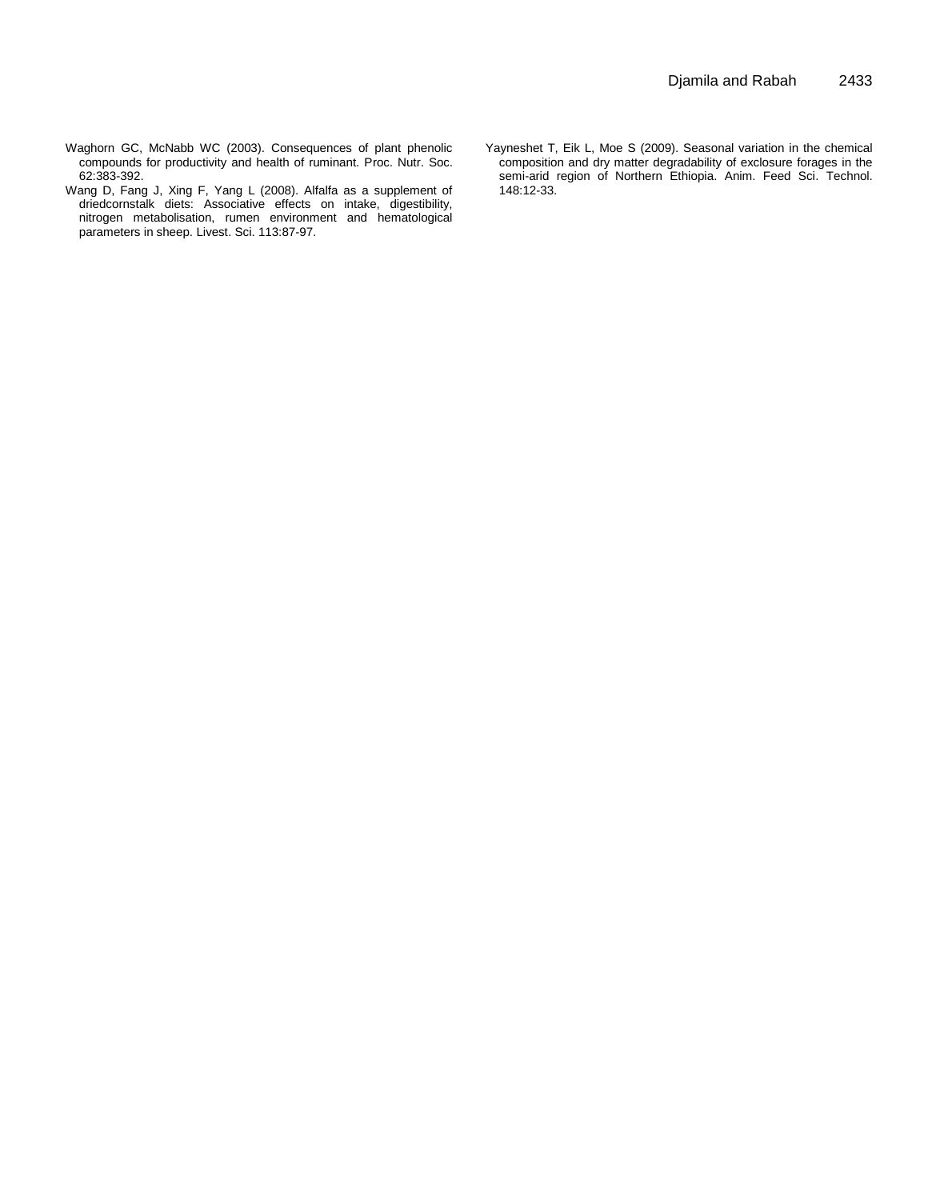Waghorn GC, McNabb WC (2003). Consequences of plant phenolic compounds for productivity and health of ruminant. Proc. Nutr. Soc. 62:383-392.

Wang D, Fang J, Xing F, Yang L (2008). Alfalfa as a supplement of driedcornstalk diets: Associative effects on intake, digestibility, nitrogen metabolisation, rumen environment and hematological parameters in sheep. Livest. Sci. 113:87-97.

Yayneshet T, Eik L, Moe S (2009). Seasonal variation in the chemical composition and dry matter degradability of exclosure forages in the semi-arid region of Northern Ethiopia. Anim. Feed Sci. Technol. 148:12-33.